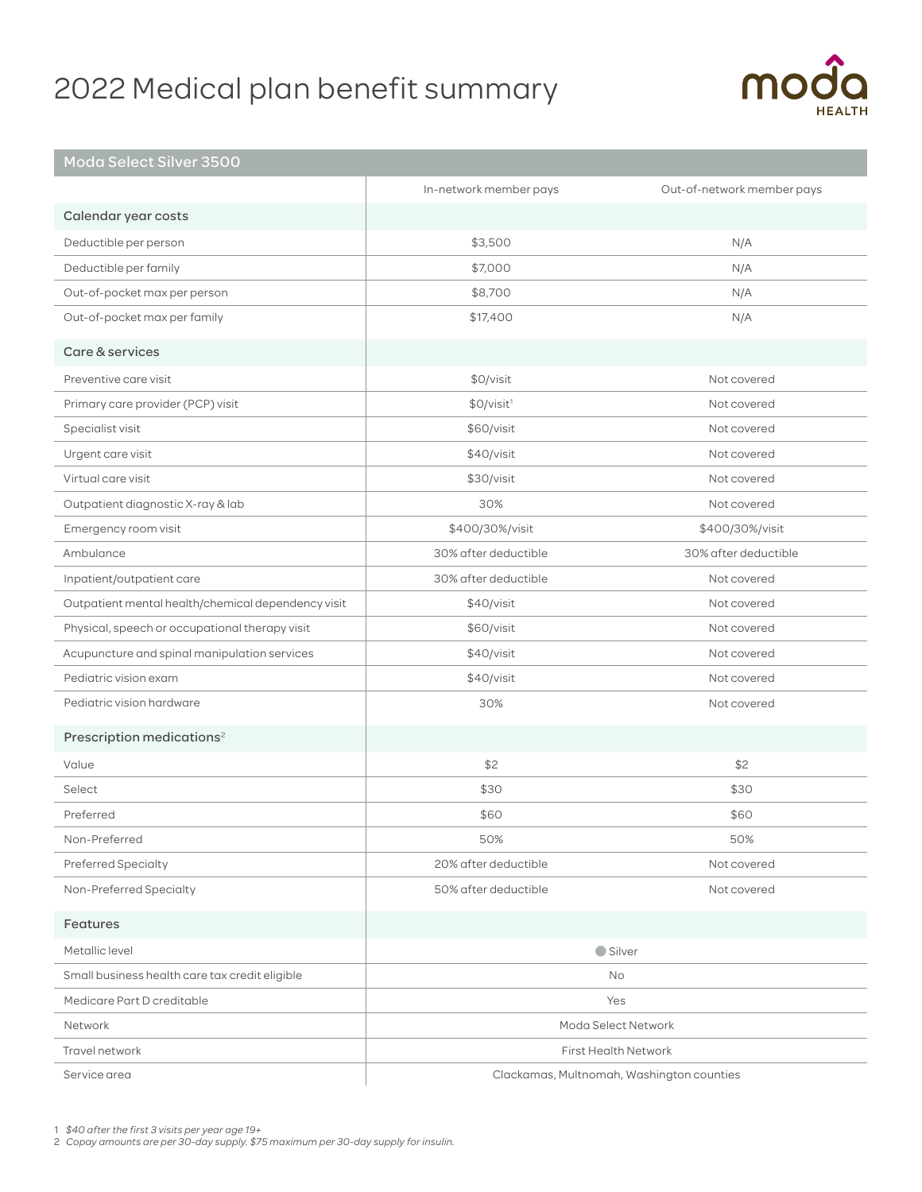# 2022 Medical plan benefit summary

| Moda Select Silver 3500 | | |
|---|---|---|
| | In-network member pays | Out-of-network member pays |
| **Calendar year costs** | | |
| Deductible per person | $3,500 | N/A |
| Deductible per family | $7,000 | N/A |
| Out-of-pocket max per person | $8,700 | N/A |
| Out-of-pocket max per family | $17,400 | N/A |
| **Care & services** | | |
| Preventive care visit | $0/visit | Not covered |
| Primary care provider (PCP) visit | $0/visit[1] | Not covered |
| Specialist visit | $60/visit | Not covered |
| Urgent care visit | $40/visit | Not covered |
| Virtual care visit | $30/visit | Not covered |
| Outpatient diagnostic X-ray & lab | 30% | Not covered |
| Emergency room visit | $400/30%/visit | $400/30%/visit |
| Ambulance | 30% after deductible | 30% after deductible |
| Inpatient/outpatient care | 30% after deductible | Not covered |
| Outpatient mental health/chemical dependency visit | $40/visit | Not covered |
| Physical, speech or occupational therapy visit | $60/visit | Not covered |
| Acupuncture and spinal manipulation services | $40/visit | Not covered |
| Pediatric vision exam | $40/visit | Not covered |
| Pediatric vision hardware | 30% | Not covered |
| **Prescription medications[2]** | | |
| Value | $2 | $2 |
| Select | $30 | $30 |
| Preferred | $60 | $60 |
| Non-Preferred | 50% | 50% |
| Preferred Specialty | 20% after deductible | Not covered |
| Non-Preferred Specialty | 50% after deductible | Not covered |
| **Features** | | |
| Metallic level | Silver | |
| Small business health care tax credit eligible | No | |
| Medicare Part D creditable | Yes | |
| Network | Moda Select Network | |
| Travel network | First Health Network | |
| Service area | Clackamas, Multnomah, Washington counties | |

1 *$40 after the first 3 visits per year age 19+*
2 *Copay amounts are per 30-day supply. $75 maximum per 30-day supply for insulin.*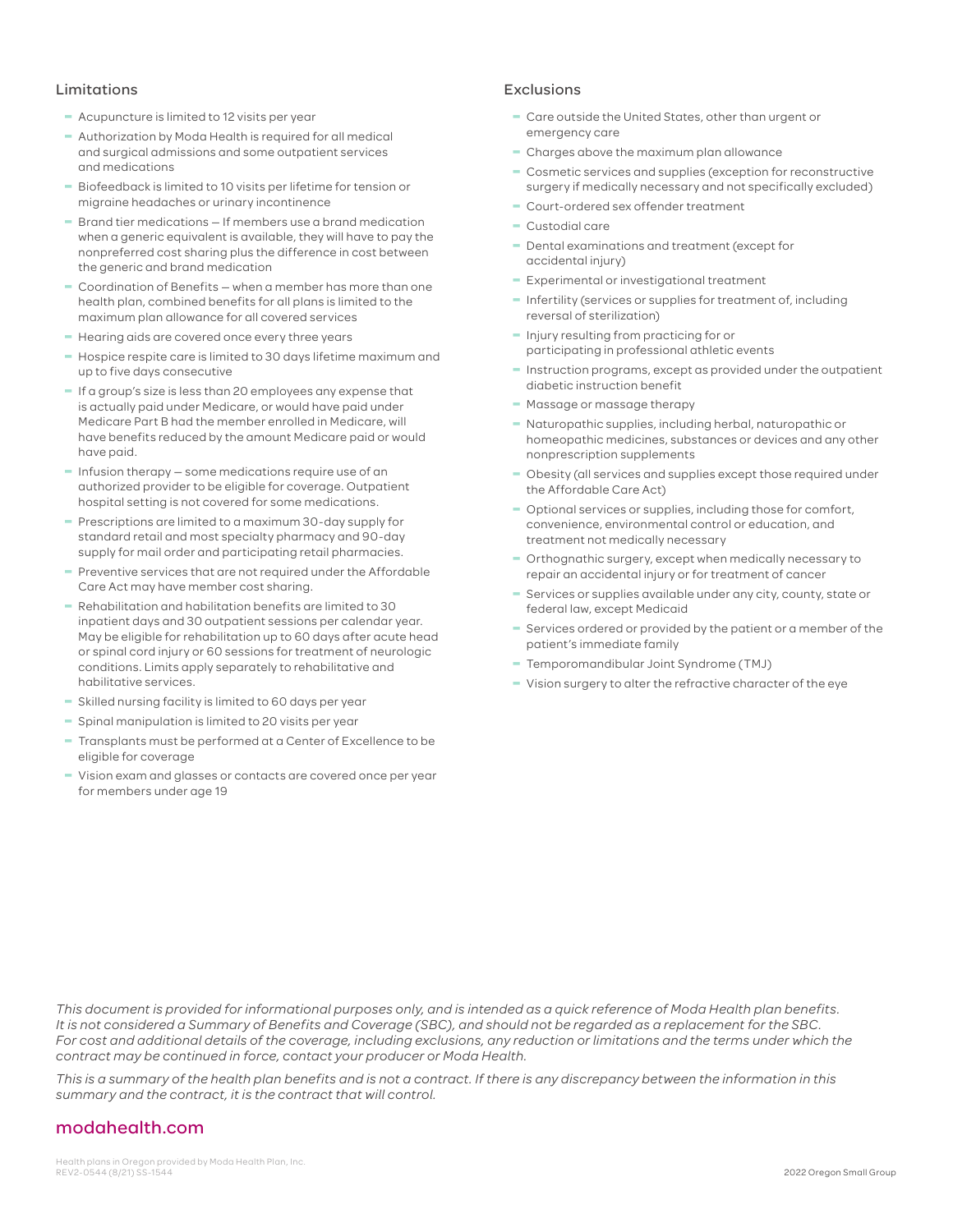## Limitations

- Acupuncture is limited to 12 visits per year
- Authorization by Moda Health is required for all medical and surgical admissions and some outpatient services and medications
- Biofeedback is limited to 10 visits per lifetime for tension or migraine headaches or urinary incontinence
- Brand tier medications — If members use a brand medication when a generic equivalent is available, they will have to pay the nonpreferred cost sharing plus the difference in cost between the generic and brand medication
- Coordination of Benefits — when a member has more than one health plan, combined benefits for all plans is limited to the maximum plan allowance for all covered services
- Hearing aids are covered once every three years
- Hospice respite care is limited to 30 days lifetime maximum and up to five days consecutive
- If a group's size is less than 20 employees any expense that is actually paid under Medicare, or would have paid under Medicare Part B had the member enrolled in Medicare, will have benefits reduced by the amount Medicare paid or would have paid.
- Infusion therapy — some medications require use of an authorized provider to be eligible for coverage. Outpatient hospital setting is not covered for some medications.
- Prescriptions are limited to a maximum 30-day supply for standard retail and most specialty pharmacy and 90-day supply for mail order and participating retail pharmacies.
- Preventive services that are not required under the Affordable Care Act may have member cost sharing.
- Rehabilitation and habilitation benefits are limited to 30 inpatient days and 30 outpatient sessions per calendar year. May be eligible for rehabilitation up to 60 days after acute head or spinal cord injury or 60 sessions for treatment of neurologic conditions. Limits apply separately to rehabilitative and habilitative services.
- Skilled nursing facility is limited to 60 days per year
- Spinal manipulation is limited to 20 visits per year
- Transplants must be performed at a Center of Excellence to be eligible for coverage
- Vision exam and glasses or contacts are covered once per year for members under age 19

## Exclusions

- Care outside the United States, other than urgent or emergency care
- Charges above the maximum plan allowance
- Cosmetic services and supplies (exception for reconstructive surgery if medically necessary and not specifically excluded)
- Court-ordered sex offender treatment
- Custodial care
- Dental examinations and treatment (except for accidental injury)
- Experimental or investigational treatment
- Infertility (services or supplies for treatment of, including reversal of sterilization)
- Injury resulting from practicing for or participating in professional athletic events
- Instruction programs, except as provided under the outpatient diabetic instruction benefit
- Massage or massage therapy
- Naturopathic supplies, including herbal, naturopathic or homeopathic medicines, substances or devices and any other nonprescription supplements
- Obesity (all services and supplies except those required under the Affordable Care Act)
- Optional services or supplies, including those for comfort, convenience, environmental control or education, and treatment not medically necessary
- Orthognathic surgery, except when medically necessary to repair an accidental injury or for treatment of cancer
- Services or supplies available under any city, county, state or federal law, except Medicaid
- Services ordered or provided by the patient or a member of the patient's immediate family
- Temporomandibular Joint Syndrome (TMJ)
- Vision surgery to alter the refractive character of the eye

*This document is provided for informational purposes only, and is intended as a quick reference of Moda Health plan benefits. It is not considered a Summary of Benefits and Coverage (SBC), and should not be regarded as a replacement for the SBC. For cost and additional details of the coverage, including exclusions, any reduction or limitations and the terms under which the contract may be continued in force, contact your producer or Moda Health.*

*This is a summary of the health plan benefits and is not a contract. If there is any discrepancy between the information in this summary and the contract, it is the contract that will control.*

**modahealth.com**

Health plans in Oregon provided by Moda Health Plan, Inc.
REV2-0544 (8/21) SS-1544

2022 Oregon Small Group